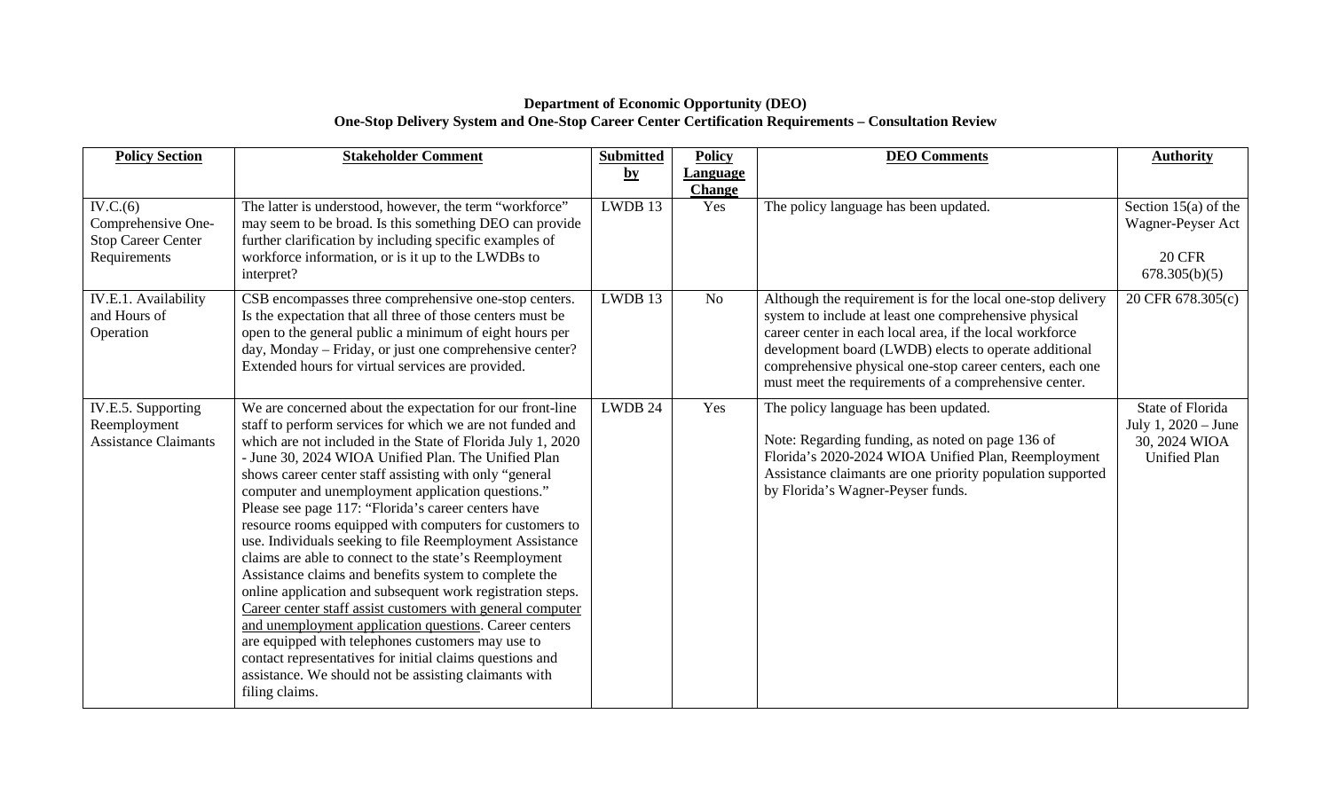**Department of Economic Opportunity (DEO)**
**One-Stop Delivery System and One-Stop Career Center Certification Requirements – Consultation Review**

| Policy Section | Stakeholder Comment | Submitted by | Policy Language Change | DEO Comments | Authority |
|---|---|---|---|---|---|
| IV.C.(6) Comprehensive One-Stop Career Center Requirements | The latter is understood, however, the term "workforce" may seem to be broad. Is this something DEO can provide further clarification by including specific examples of workforce information, or is it up to the LWDBs to interpret? | LWDB 13 | Yes | The policy language has been updated. | Section 15(a) of the Wagner-Peyser Act<br><br>20 CFR 678.305(b)(5) |
| IV.E.1. Availability and Hours of Operation | CSB encompasses three comprehensive one-stop centers. Is the expectation that all three of those centers must be open to the general public a minimum of eight hours per day, Monday – Friday, or just one comprehensive center? Extended hours for virtual services are provided. | LWDB 13 | No | Although the requirement is for the local one-stop delivery system to include at least one comprehensive physical career center in each local area, if the local workforce development board (LWDB) elects to operate additional comprehensive physical one-stop career centers, each one must meet the requirements of a comprehensive center. | 20 CFR 678.305(c) |
| IV.E.5. Supporting Reemployment Assistance Claimants | We are concerned about the expectation for our front-line staff to perform services for which we are not funded and which are not included in the State of Florida July 1, 2020 - June 30, 2024 WIOA Unified Plan. The Unified Plan shows career center staff assisting with only "general computer and unemployment application questions." Please see page 117: "Florida's career centers have resource rooms equipped with computers for customers to use. Individuals seeking to file Reemployment Assistance claims are able to connect to the state's Reemployment Assistance claims and benefits system to complete the online application and subsequent work registration steps. <u>Career center staff assist customers with general computer and unemployment application questions</u>. Career centers are equipped with telephones customers may use to contact representatives for initial claims questions and assistance. We should not be assisting claimants with filing claims. | LWDB 24 | Yes | The policy language has been updated.<br><br>Note: Regarding funding, as noted on page 136 of Florida's 2020-2024 WIOA Unified Plan, Reemployment Assistance claimants are one priority population supported by Florida's Wagner-Peyser funds. | State of Florida July 1, 2020 – June 30, 2024 WIOA Unified Plan |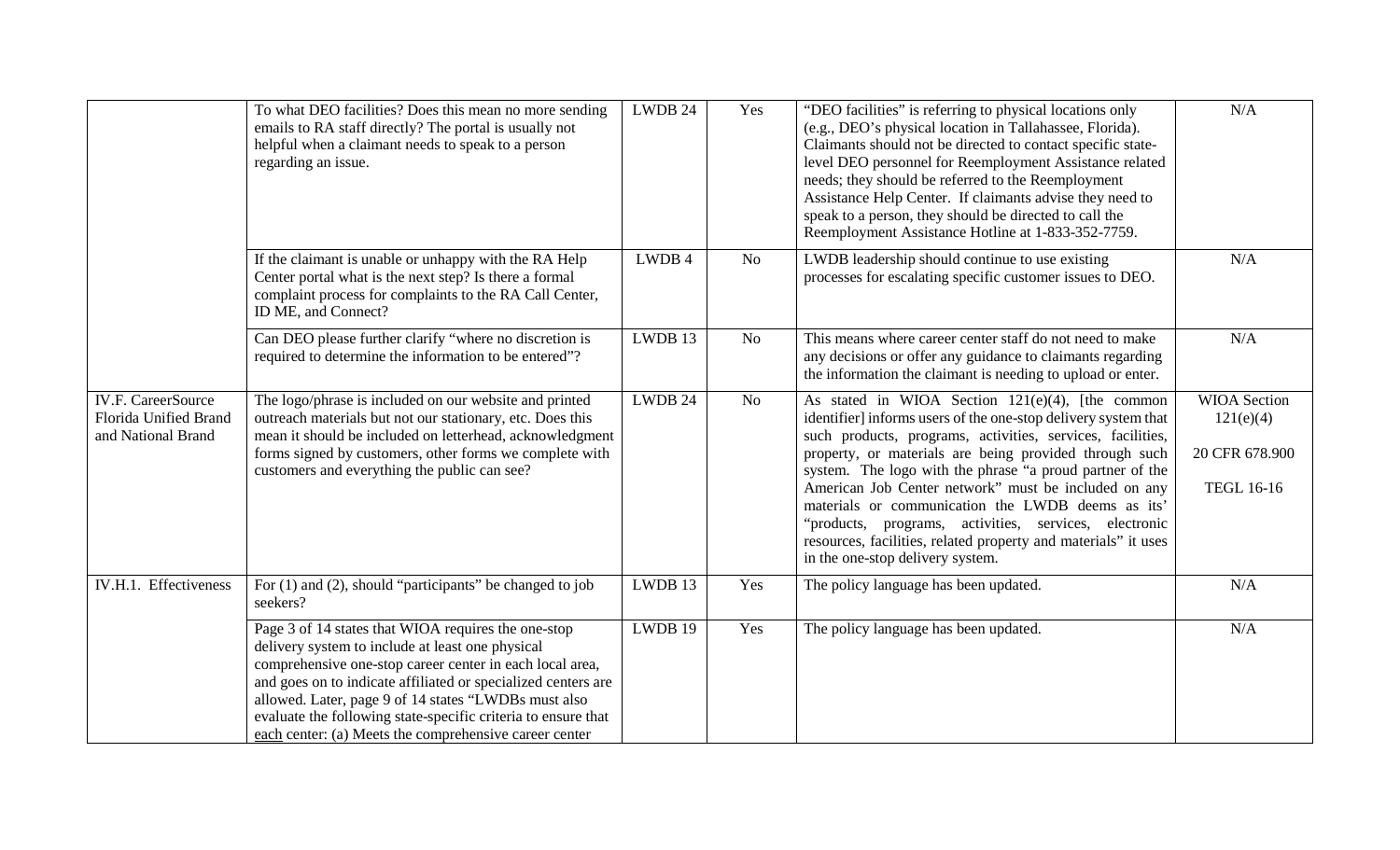| | | | | | |
|---|---|---|---|---|---|
| | To what DEO facilities? Does this mean no more sending emails to RA staff directly? The portal is usually not helpful when a claimant needs to speak to a person regarding an issue. | LWDB 24 | Yes | "DEO facilities" is referring to physical locations only (e.g., DEO's physical location in Tallahassee, Florida). Claimants should not be directed to contact specific state-level DEO personnel for Reemployment Assistance related needs; they should be referred to the Reemployment Assistance Help Center. If claimants advise they need to speak to a person, they should be directed to call the Reemployment Assistance Hotline at 1-833-352-7759. | N/A |
| | If the claimant is unable or unhappy with the RA Help Center portal what is the next step? Is there a formal complaint process for complaints to the RA Call Center, ID ME, and Connect? | LWDB 4 | No | LWDB leadership should continue to use existing processes for escalating specific customer issues to DEO. | N/A |
| | Can DEO please further clarify "where no discretion is required to determine the information to be entered"? | LWDB 13 | No | This means where career center staff do not need to make any decisions or offer any guidance to claimants regarding the information the claimant is needing to upload or enter. | N/A |
| IV.F. CareerSource Florida Unified Brand and National Brand | The logo/phrase is included on our website and printed outreach materials but not our stationary, etc. Does this mean it should be included on letterhead, acknowledgment forms signed by customers, other forms we complete with customers and everything the public can see? | LWDB 24 | No | As stated in WIOA Section 121(e)(4), [the common identifier] informs users of the one-stop delivery system that such products, programs, activities, services, facilities, property, or materials are being provided through such system. The logo with the phrase "a proud partner of the American Job Center network" must be included on any materials or communication the LWDB deems as its' "products, programs, activities, services, electronic resources, facilities, related property and materials" it uses in the one-stop delivery system. | WIOA Section 121(e)(4)<br><br>20 CFR 678.900<br><br>TEGL 16-16 |
| IV.H.1. Effectiveness | For (1) and (2), should "participants" be changed to job seekers? | LWDB 13 | Yes | The policy language has been updated. | N/A |
| | Page 3 of 14 states that WIOA requires the one-stop delivery system to include at least one physical comprehensive one-stop career center in each local area, and goes on to indicate affiliated or specialized centers are allowed. Later, page 9 of 14 states "LWDBs must also evaluate the following state-specific criteria to ensure that each center: (a) Meets the comprehensive career center | LWDB 19 | Yes | The policy language has been updated. | N/A |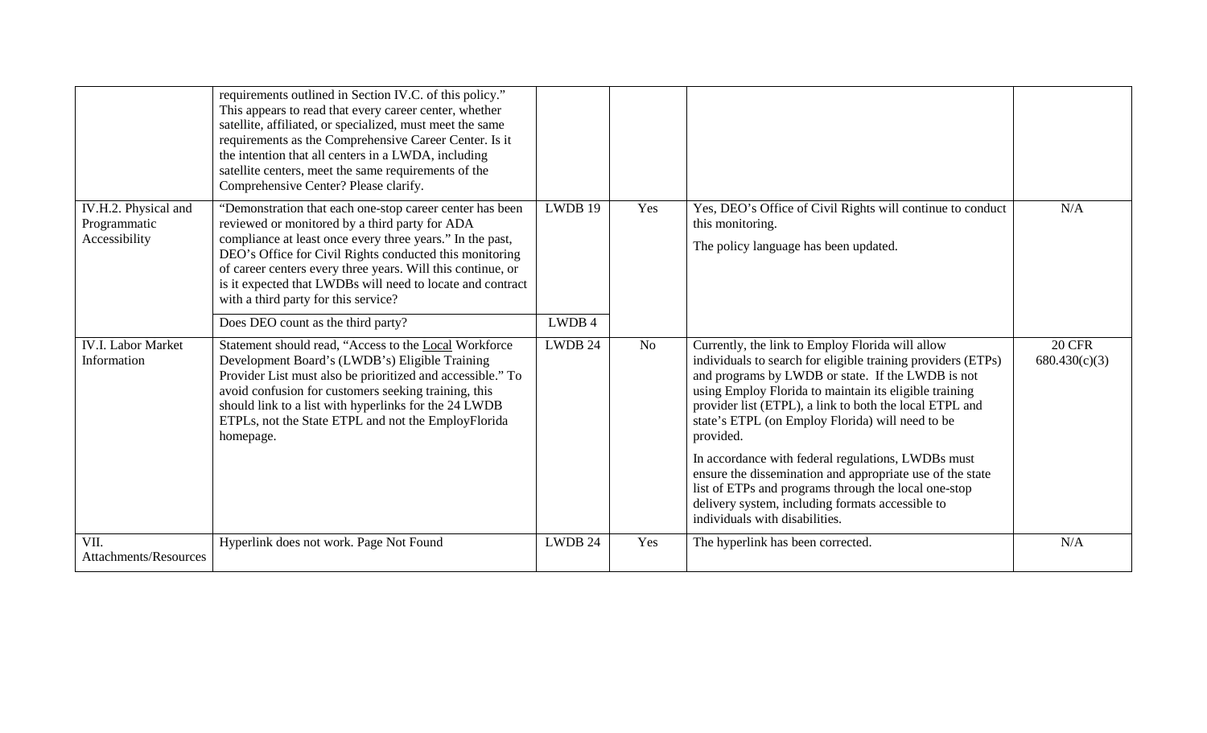| | | | | | |
|---|---|---|---|---|---|
| | requirements outlined in Section IV.C. of this policy." This appears to read that every career center, whether satellite, affiliated, or specialized, must meet the same requirements as the Comprehensive Career Center. Is it the intention that all centers in a LWDA, including satellite centers, meet the same requirements of the Comprehensive Center? Please clarify. | | | | |
| IV.H.2. Physical and Programmatic Accessibility | "Demonstration that each one-stop career center has been reviewed or monitored by a third party for ADA compliance at least once every three years." In the past, DEO's Office for Civil Rights conducted this monitoring of career centers every three years. Will this continue, or is it expected that LWDBs will need to locate and contract with a third party for this service? | LWDB 19 | Yes | Yes, DEO's Office of Civil Rights will continue to conduct this monitoring.<br><br>The policy language has been updated. | N/A |
| | Does DEO count as the third party? | LWDB 4 | | | |
| IV.I. Labor Market Information | Statement should read, "Access to the Local Workforce Development Board's (LWDB's) Eligible Training Provider List must also be prioritized and accessible." To avoid confusion for customers seeking training, this should link to a list with hyperlinks for the 24 LWDB ETPLs, not the State ETPL and not the EmployFlorida homepage. | LWDB 24 | No | Currently, the link to Employ Florida will allow individuals to search for eligible training providers (ETPs) and programs by LWDB or state. If the LWDB is not using Employ Florida to maintain its eligible training provider list (ETPL), a link to both the local ETPL and state's ETPL (on Employ Florida) will need to be provided.<br><br>In accordance with federal regulations, LWDBs must ensure the dissemination and appropriate use of the state list of ETPs and programs through the local one-stop delivery system, including formats accessible to individuals with disabilities. | 20 CFR 680.430(c)(3) |
| VII. Attachments/Resources | Hyperlink does not work. Page Not Found | LWDB 24 | Yes | The hyperlink has been corrected. | N/A |